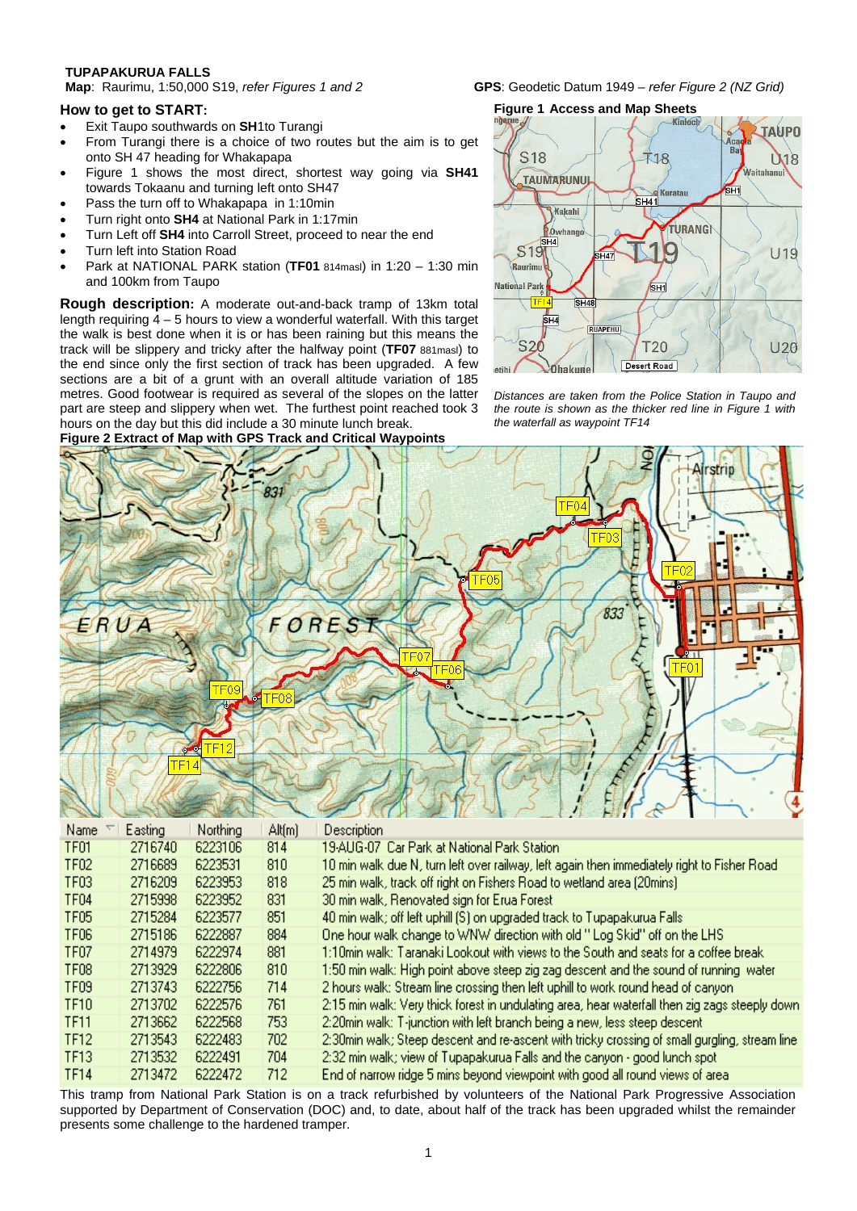**TUPAPAKURUA FALLS**

**Map**: Raurimu, 1:50,000 S19, *refer Figures 1 and 2*

**GPS**: Geodetic Datum 1949 – *refer Figure 2 (NZ Grid)*

## How to get to START:

- Exit Taupo southwards on **SH**1to Turangi
- From Turangi there is a choice of two routes but the aim is to get onto SH 47 heading for Whakapapa
- Figure 1 shows the most direct, shortest way going via **SH41** towards Tokaanu and turning left onto SH47
- Pass the turn off to Whakapapa in 1:10min
- Turn right onto **SH4** at National Park in 1:17min
- Turn Left off **SH4** into Carroll Street, proceed to near the end
- Turn left into Station Road
- Park at NATIONAL PARK station (**TF01** 814masl) in 1:20 – 1:30 min and 100km from Taupo

**Rough description:** A moderate out-and-back tramp of 13km total length requiring 4 – 5 hours to view a wonderful waterfall. With this target the walk is best done when it is or has been raining but this means the track will be slippery and tricky after the halfway point (**TF07** 881masl) to the end since only the first section of track has been upgraded. A few sections are a bit of a grunt with an overall altitude variation of 185 metres. Good footwear is required as several of the slopes on the latter part are steep and slippery when wet. The furthest point reached took 3 hours on the day but this did include a 30 minute lunch break.

**Figure 1 Access and Map Sheets**

*Distances are taken from the Police Station in Taupo and the route is shown as the thicker red line in Figure 1 with the waterfall as waypoint TF14*

**Figure 2 Extract of Map with GPS Track and Critical Waypoints**

| Name | Easting | Northing | Alt(m) | Description |
|---|---|---|---|---|
| TF01 | 2716740 | 6223106 | 814 | 19-AUG-07 Car Park at National Park Station |
| TF02 | 2716689 | 6223531 | 810 | 10 min walk due N, turn left over railway, left again then immediately right to Fisher Road |
| TF03 | 2716209 | 6223953 | 818 | 25 min walk, track off right on Fishers Road to wetland area (20mins) |
| TF04 | 2715998 | 6223952 | 831 | 30 min walk, Renovated sign for Erua Forest |
| TF05 | 2715284 | 6223577 | 851 | 40 min walk; off left uphill (S) on upgraded track to Tupapakurua Falls |
| TF06 | 2715186 | 6222887 | 884 | One hour walk change to WNW direction with old "Log Skid" off on the LHS |
| TF07 | 2714979 | 6222974 | 881 | 1:10min walk: Taranaki Lookout with views to the South and seats for a coffee break |
| TF08 | 2713929 | 6222806 | 810 | 1:50 min walk: High point above steep zig zag descent and the sound of running water |
| TF09 | 2713743 | 6222756 | 714 | 2 hours walk: Stream line crossing then left uphill to work round head of canyon |
| TF10 | 2713702 | 6222576 | 761 | 2:15 min walk: Very thick forest in undulating area, hear waterfall then zig zags steeply down |
| TF11 | 2713662 | 6222568 | 753 | 2:20min walk: T-junction with left branch being a new, less steep descent |
| TF12 | 2713543 | 6222483 | 702 | 2:30min walk; Steep descent and re-ascent with tricky crossing of small gurgling, stream line |
| TF13 | 2713532 | 6222491 | 704 | 2:32 min walk; view of Tupapakurua Falls and the canyon - good lunch spot |
| TF14 | 2713472 | 6222472 | 712 | End of narrow ridge 5 mins beyond viewpoint with good all round views of area |

This tramp from National Park Station is on a track refurbished by volunteers of the National Park Progressive Association supported by Department of Conservation (DOC) and, to date, about half of the track has been upgraded whilst the remainder presents some challenge to the hardened tramper.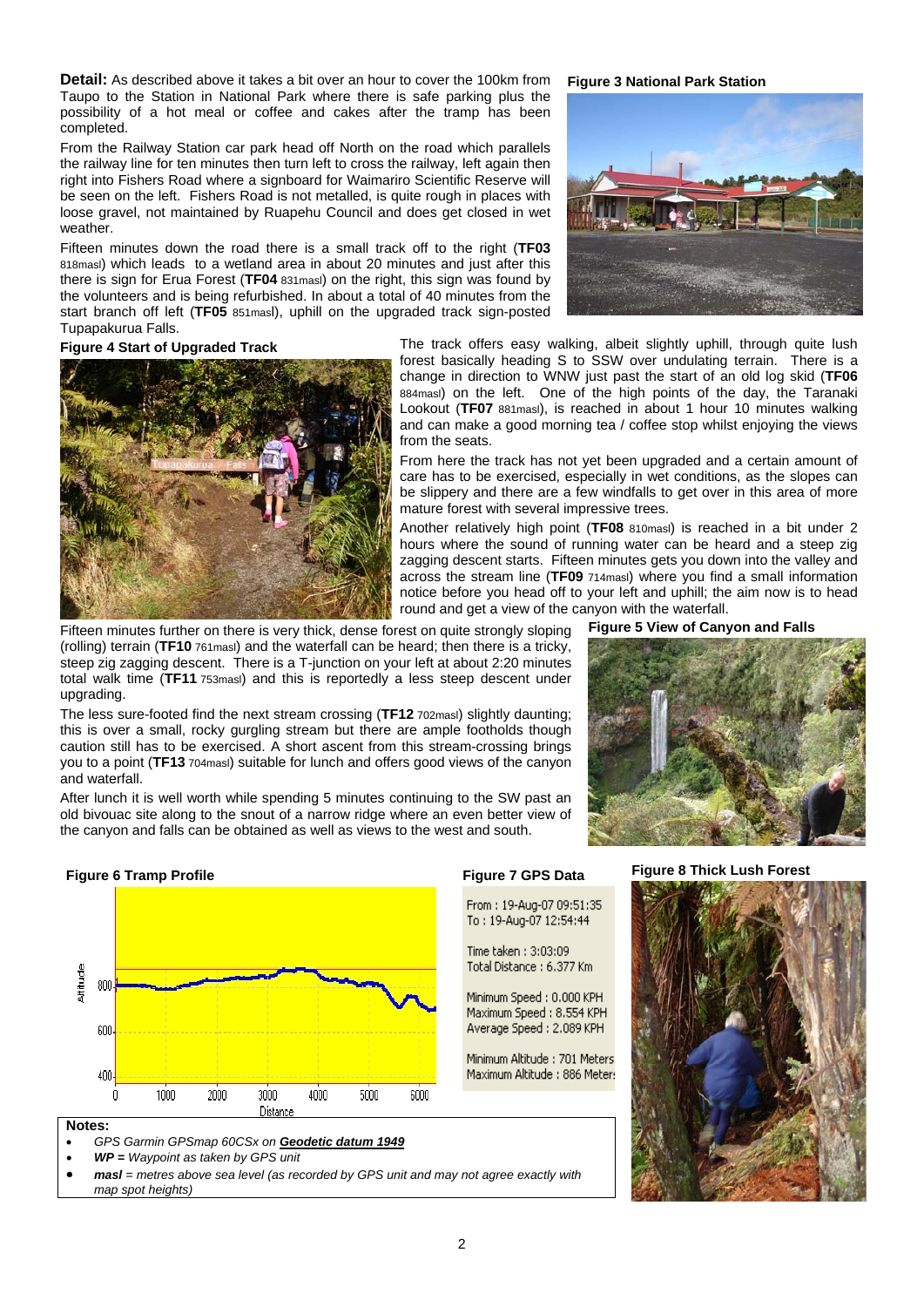**Detail:** As described above it takes a bit over an hour to cover the 100km from Taupo to the Station in National Park where there is safe parking plus the possibility of a hot meal or coffee and cakes after the tramp has been completed.

From the Railway Station car park head off North on the road which parallels the railway line for ten minutes then turn left to cross the railway, left again then right into Fishers Road where a signboard for Waimariro Scientific Reserve will be seen on the left. Fishers Road is not metalled, is quite rough in places with loose gravel, not maintained by Ruapehu Council and does get closed in wet weather.

Fifteen minutes down the road there is a small track off to the right (**TF03** 818masl) which leads to a wetland area in about 20 minutes and just after this there is sign for Erua Forest (**TF04** 831masl) on the right, this sign was found by the volunteers and is being refurbished. In about a total of 40 minutes from the start branch off left (**TF05** 851masl), uphill on the upgraded track sign-posted Tupapakurua Falls.

**Figure 3 National Park Station**

**Figure 4 Start of Upgraded Track**

The track offers easy walking, albeit slightly uphill, through quite lush forest basically heading S to SSW over undulating terrain. There is a change in direction to WNW just past the start of an old log skid (**TF06** 884masl) on the left. One of the high points of the day, the Taranaki Lookout (**TF07** 881masl), is reached in about 1 hour 10 minutes walking and can make a good morning tea / coffee stop whilst enjoying the views from the seats.

From here the track has not yet been upgraded and a certain amount of care has to be exercised, especially in wet conditions, as the slopes can be slippery and there are a few windfalls to get over in this area of more mature forest with several impressive trees.

Another relatively high point (**TF08** 810masl) is reached in a bit under 2 hours where the sound of running water can be heard and a steep zig zagging descent starts. Fifteen minutes gets you down into the valley and across the stream line (**TF09** 714masl) where you find a small information notice before you head off to your left and uphill; the aim now is to head round and get a view of the canyon with the waterfall.

Fifteen minutes further on there is very thick, dense forest on quite strongly sloping (rolling) terrain (**TF10** 761masl) and the waterfall can be heard; then there is a tricky, steep zig zagging descent. There is a T-junction on your left at about 2:20 minutes total walk time (**TF11** 753masl) and this is reportedly a less steep descent under upgrading.

The less sure-footed find the next stream crossing (**TF12** 702masl) slightly daunting; this is over a small, rocky gurgling stream but there are ample footholds though caution still has to be exercised. A short ascent from this stream-crossing brings you to a point (**TF13** 704masl) suitable for lunch and offers good views of the canyon and waterfall.

After lunch it is well worth while spending 5 minutes continuing to the SW past an old bivouac site along to the snout of a narrow ridge where an even better view of the canyon and falls can be obtained as well as views to the west and south.

**Figure 5 View of Canyon and Falls**

**Figure 6 Tramp Profile**

Altitude
800
600
400
0 1000 2000 3000 4000 5000 6000
Distance

**Figure 7 GPS Data**

From : 19-Aug-07 09:51:35
To : 19-Aug-07 12:54:44

Time taken : 3:03:09
Total Distance : 6.377 Km

Minimum Speed : 0.000 KPH
Maximum Speed : 8.554 KPH
Average Speed : 2.089 KPH

Minimum Altitude : 701 Meters
Maximum Altitude : 886 Meters

**Figure 8 Thick Lush Forest**

**Notes:**

- *GPS Garmin GPSmap 60CSx on* ***Geodetic datum 1949***
- ***WP =*** *Waypoint as taken by GPS unit*
- ***masl*** *= metres above sea level (as recorded by GPS unit and may not agree exactly with map spot heights)*